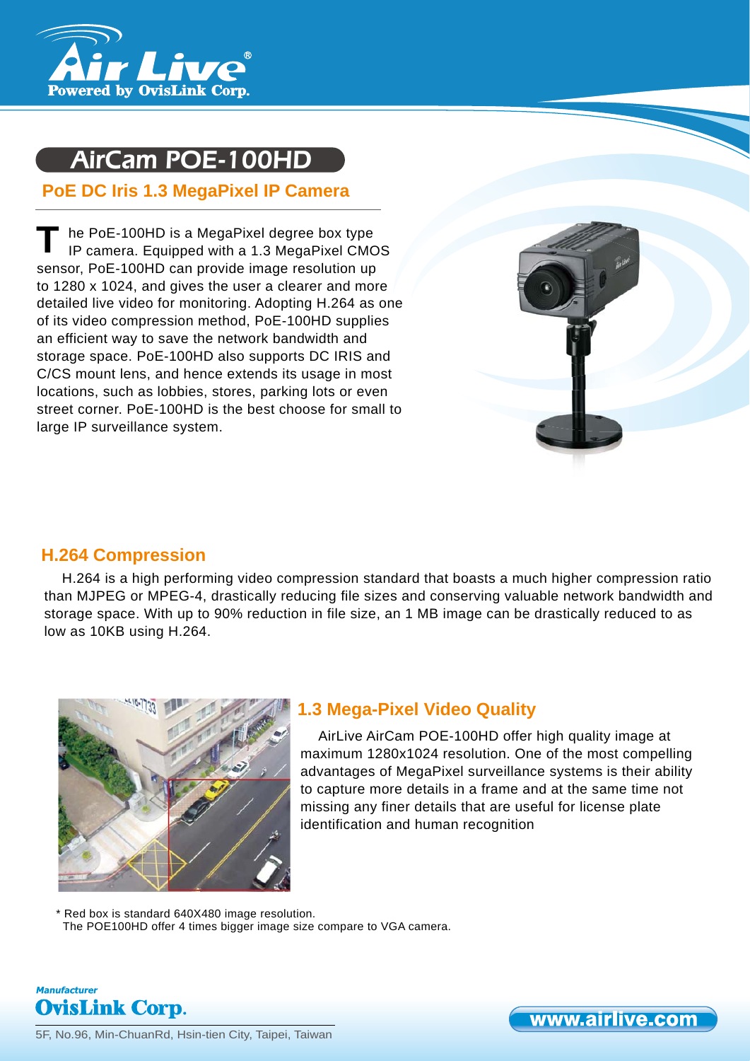# AirCam POE-100HD

## PoE DC Iris 1.3 MegaPixel IP Camera

The PoE-100HD is a MegaPixel degree box type IP camera. Equipped with a 1.3 MegaPixel CMOS sensor, PoE-100HD can provide image resolution up to 1280 x 1024, and gives the user a clearer and more detailed live video for monitoring. Adopting H.264 as one of its video compression method, PoE-100HD supplies an efficient way to save the network bandwidth and storage space. PoE-100HD also supports DC IRIS and C/CS mount lens, and hence extends its usage in most locations, such as lobbies, stores, parking lots or even street corner. PoE-100HD is the best choose for small to large IP surveillance system.

## H.264 Compression

H.264 is a high performing video compression standard that boasts a much higher compression ratio than MJPEG or MPEG-4, drastically reducing file sizes and conserving valuable network bandwidth and storage space. With up to 90% reduction in file size, an 1 MB image can be drastically reduced to as low as 10KB using H.264.

## 1.3 Mega-Pixel Video Quality

AirLive AirCam POE-100HD offer high quality image at maximum 1280x1024 resolution. One of the most compelling advantages of MegaPixel surveillance systems is their ability to capture more details in a frame and at the same time not missing any finer details that are useful for license plate identification and human recognition

* Red box is standard 640X480 image resolution.
The POE100HD offer 4 times bigger image size compare to VGA camera.

*Manufacturer*
**OvisLink Corp.**
5F, No.96, Min-ChuanRd, Hsin-tien City, Taipei, Taiwan

www.airlive.com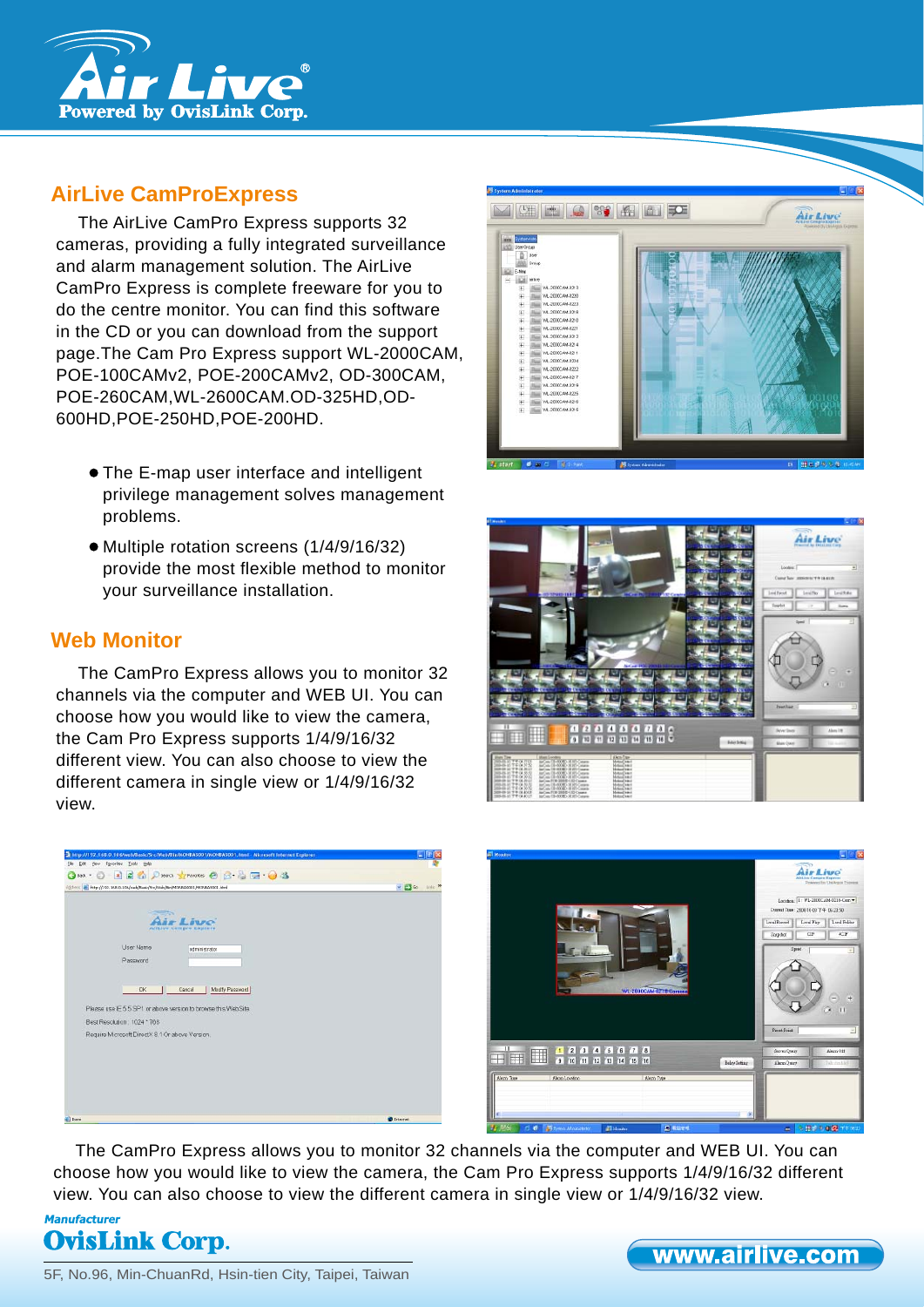## AirLive CamProExpress

The AirLive CamPro Express supports 32 cameras, providing a fully integrated surveillance and alarm management solution. The AirLive CamPro Express is complete freeware for you to do the centre monitor. You can find this software in the CD or you can download from the support page.The Cam Pro Express support WL-2000CAM, POE-100CAMv2, POE-200CAMv2, OD-300CAM, POE-260CAM,WL-2600CAM.OD-325HD,OD-600HD,POE-250HD,POE-200HD.

- The E-map user interface and intelligent privilege management solves management problems.
- Multiple rotation screens (1/4/9/16/32) provide the most flexible method to monitor your surveillance installation.

## Web Monitor

The CamPro Express allows you to monitor 32 channels via the computer and WEB UI. You can choose how you would like to view the camera, the Cam Pro Express supports 1/4/9/16/32 different view. You can also choose to view the different camera in single view or 1/4/9/16/32 view.

The CamPro Express allows you to monitor 32 channels via the computer and WEB UI. You can choose how you would like to view the camera, the Cam Pro Express supports 1/4/9/16/32 different view. You can also choose to view the different camera in single view or 1/4/9/16/32 view.

**Manufacturer**

**OvisLink Corp.**

5F, No.96, Min-ChuanRd, Hsin-tien City, Taipei, Taiwan

www.airlive.com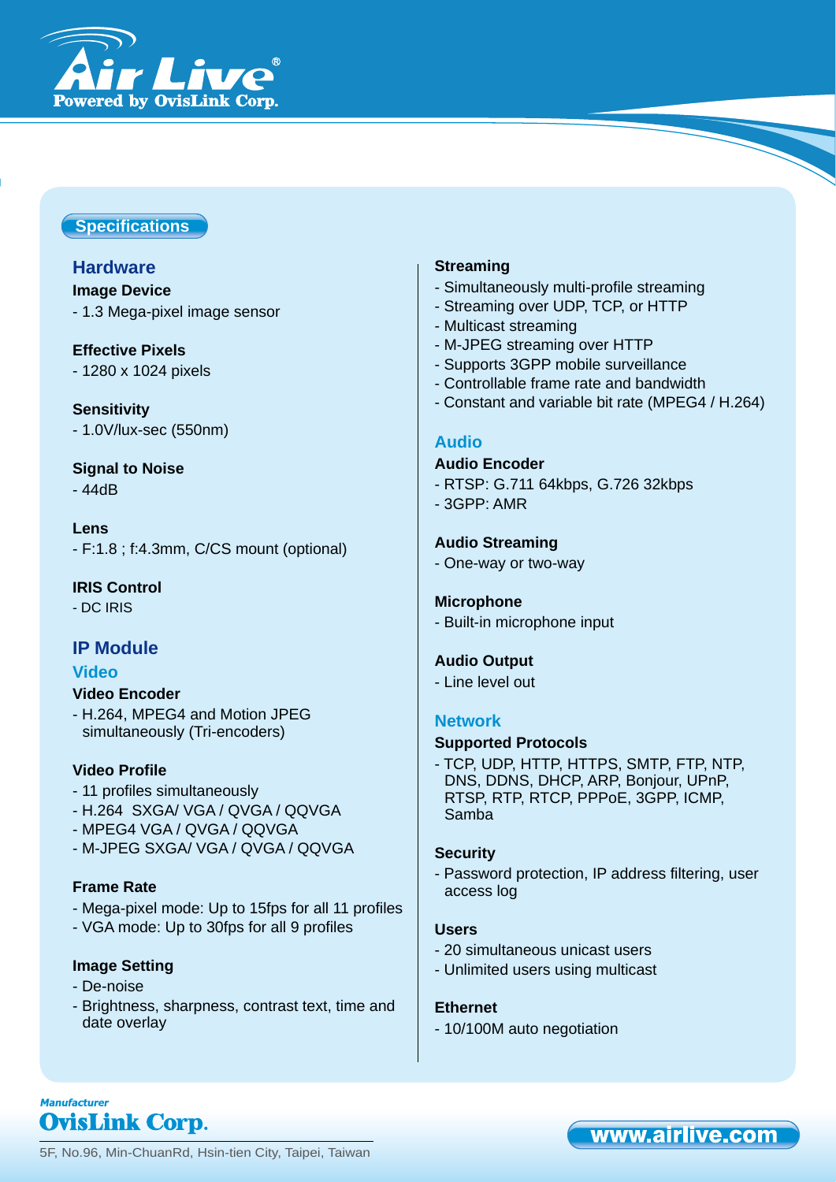## Specifications

## Hardware

**Image Device**

- 1.3 Mega-pixel image sensor

**Effective Pixels**

- 1280 x 1024 pixels

**Sensitivity**

- 1.0V/lux-sec (550nm)

**Signal to Noise**

- 44dB

**Lens**

- F:1.8 ; f:4.3mm, C/CS mount (optional)

**IRIS Control**

- DC IRIS

## IP Module

### Video

**Video Encoder**

- H.264, MPEG4 and Motion JPEG simultaneously (Tri-encoders)

**Video Profile**

- 11 profiles simultaneously
- H.264 SXGA/ VGA / QVGA / QQVGA
- MPEG4 VGA / QVGA / QQVGA
- M-JPEG SXGA/ VGA / QVGA / QQVGA

**Frame Rate**

- Mega-pixel mode: Up to 15fps for all 11 profiles
- VGA mode: Up to 30fps for all 9 profiles

**Image Setting**

- De-noise
- Brightness, sharpness, contrast text, time and date overlay

**Streaming**

- Simultaneously multi-profile streaming
- Streaming over UDP, TCP, or HTTP
- Multicast streaming
- M-JPEG streaming over HTTP
- Supports 3GPP mobile surveillance
- Controllable frame rate and bandwidth
- Constant and variable bit rate (MPEG4 / H.264)

### Audio

**Audio Encoder**

- RTSP: G.711 64kbps, G.726 32kbps
- 3GPP: AMR

**Audio Streaming**

- One-way or two-way

**Microphone**

- Built-in microphone input

**Audio Output**

- Line level out

### Network

**Supported Protocols**

- TCP, UDP, HTTP, HTTPS, SMTP, FTP, NTP, DNS, DDNS, DHCP, ARP, Bonjour, UPnP, RTSP, RTP, RTCP, PPPoE, 3GPP, ICMP, Samba

**Security**

- Password protection, IP address filtering, user access log

**Users**

- 20 simultaneous unicast users
- Unlimited users using multicast

**Ethernet**

- 10/100M auto negotiation

*Manufacturer*
**OvisLink Corp.**
5F, No.96, Min-ChuanRd, Hsin-tien City, Taipei, Taiwan

www.airlive.com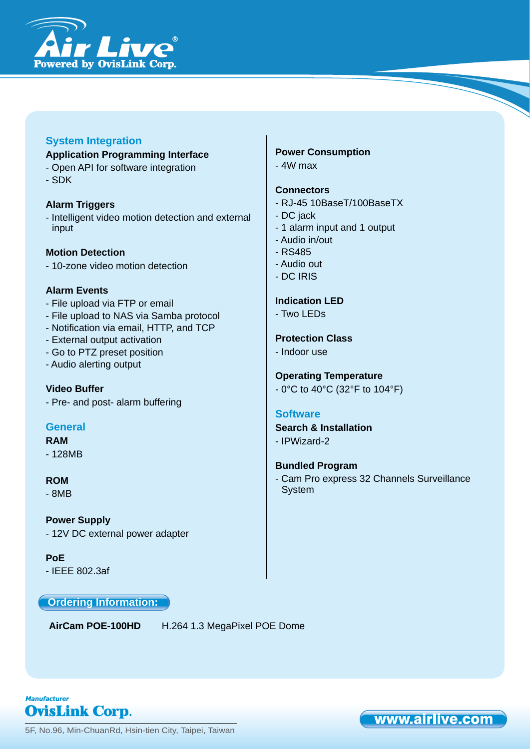## System Integration

**Application Programming Interface**
- Open API for software integration
- SDK

**Alarm Triggers**
- Intelligent video motion detection and external input

**Motion Detection**
- 10-zone video motion detection

**Alarm Events**
- File upload via FTP or email
- File upload to NAS via Samba protocol
- Notification via email, HTTP, and TCP
- External output activation
- Go to PTZ preset position
- Audio alerting output

**Video Buffer**
- Pre- and post- alarm buffering

## General

**RAM**
- 128MB

**ROM**
- 8MB

**Power Supply**
- 12V DC external power adapter

**PoE**
- IEEE 802.3af

**Power Consumption**
- 4W max

**Connectors**
- RJ-45 10BaseT/100BaseTX
- DC jack
- 1 alarm input and 1 output
- Audio in/out
- RS485
- Audio out
- DC IRIS

**Indication LED**
- Two LEDs

**Protection Class**
- Indoor use

**Operating Temperature**
- 0°C to 40°C (32°F to 104°F)

## Software

**Search & Installation**
- IPWizard-2

**Bundled Program**
- Cam Pro express 32 Channels Surveillance System

## Ordering Information:

**AirCam POE-100HD** H.264 1.3 MegaPixel POE Dome

*Manufacturer*
**OvisLink Corp.**
5F, No.96, Min-ChuanRd, Hsin-tien City, Taipei, Taiwan

www.airlive.com